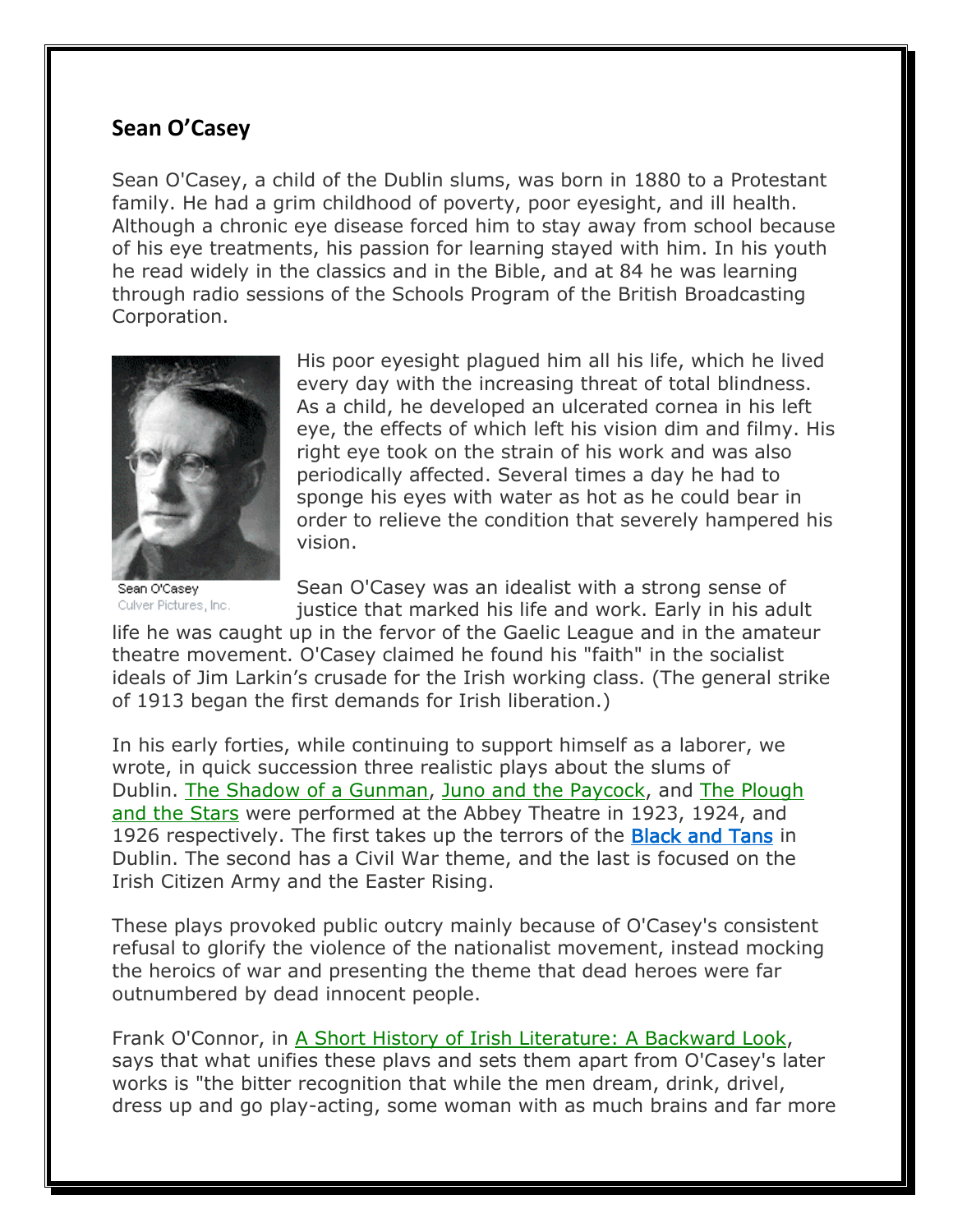## Sean O'Casey

Sean O'Casey, a child of the Dublin slums, was born in 1880 to a Protestant family. He had a grim childhood of poverty, poor eyesight, and ill health. Although a chronic eye disease forced him to stay away from school because of his eye treatments, his passion for learning stayed with him. In his youth he read widely in the classics and in the Bible, and at 84 he was learning through radio sessions of the Schools Program of the British Broadcasting Corporation.

Sean O'Casey
Culver Pictures, Inc.

His poor eyesight plagued him all his life, which he lived every day with the increasing threat of total blindness. As a child, he developed an ulcerated cornea in his left eye, the effects of which left his vision dim and filmy. His right eye took on the strain of his work and was also periodically affected. Several times a day he had to sponge his eyes with water as hot as he could bear in order to relieve the condition that severely hampered his vision.

Sean O'Casey was an idealist with a strong sense of justice that marked his life and work. Early in his adult life he was caught up in the fervor of the Gaelic League and in the amateur theatre movement. O'Casey claimed he found his "faith" in the socialist ideals of Jim Larkin's crusade for the Irish working class. (The general strike of 1913 began the first demands for Irish liberation.)

In his early forties, while continuing to support himself as a laborer, we wrote, in quick succession three realistic plays about the slums of Dublin. The Shadow of a Gunman, Juno and the Paycock, and The Plough and the Stars were performed at the Abbey Theatre in 1923, 1924, and 1926 respectively. The first takes up the terrors of the Black and Tans in Dublin. The second has a Civil War theme, and the last is focused on the Irish Citizen Army and the Easter Rising.

These plays provoked public outcry mainly because of O'Casey's consistent refusal to glorify the violence of the nationalist movement, instead mocking the heroics of war and presenting the theme that dead heroes were far outnumbered by dead innocent people.

Frank O'Connor, in A Short History of Irish Literature: A Backward Look, says that what unifies these plavs and sets them apart from O'Casey's later works is "the bitter recognition that while the men dream, drink, drivel, dress up and go play-acting, some woman with as much brains and far more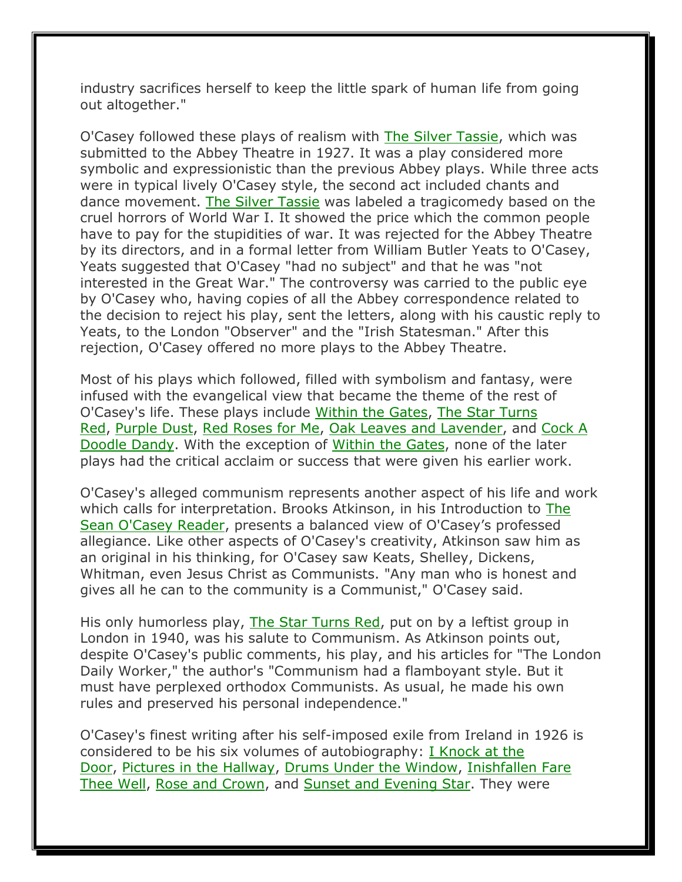industry sacrifices herself to keep the little spark of human life from going out altogether."

O'Casey followed these plays of realism with The Silver Tassie, which was submitted to the Abbey Theatre in 1927. It was a play considered more symbolic and expressionistic than the previous Abbey plays. While three acts were in typical lively O'Casey style, the second act included chants and dance movement. The Silver Tassie was labeled a tragicomedy based on the cruel horrors of World War I. It showed the price which the common people have to pay for the stupidities of war. It was rejected for the Abbey Theatre by its directors, and in a formal letter from William Butler Yeats to O'Casey, Yeats suggested that O'Casey "had no subject" and that he was "not interested in the Great War." The controversy was carried to the public eye by O'Casey who, having copies of all the Abbey correspondence related to the decision to reject his play, sent the letters, along with his caustic reply to Yeats, to the London "Observer" and the "Irish Statesman." After this rejection, O'Casey offered no more plays to the Abbey Theatre.

Most of his plays which followed, filled with symbolism and fantasy, were infused with the evangelical view that became the theme of the rest of O'Casey's life. These plays include Within the Gates, The Star Turns Red, Purple Dust, Red Roses for Me, Oak Leaves and Lavender, and Cock A Doodle Dandy. With the exception of Within the Gates, none of the later plays had the critical acclaim or success that were given his earlier work.

O'Casey's alleged communism represents another aspect of his life and work which calls for interpretation. Brooks Atkinson, in his Introduction to The Sean O'Casey Reader, presents a balanced view of O'Casey's professed allegiance. Like other aspects of O'Casey's creativity, Atkinson saw him as an original in his thinking, for O'Casey saw Keats, Shelley, Dickens, Whitman, even Jesus Christ as Communists. "Any man who is honest and gives all he can to the community is a Communist," O'Casey said.

His only humorless play, The Star Turns Red, put on by a leftist group in London in 1940, was his salute to Communism. As Atkinson points out, despite O'Casey's public comments, his play, and his articles for "The London Daily Worker," the author's "Communism had a flamboyant style. But it must have perplexed orthodox Communists. As usual, he made his own rules and preserved his personal independence."

O'Casey's finest writing after his self-imposed exile from Ireland in 1926 is considered to be his six volumes of autobiography: I Knock at the Door, Pictures in the Hallway, Drums Under the Window, Inishfallen Fare Thee Well, Rose and Crown, and Sunset and Evening Star. They were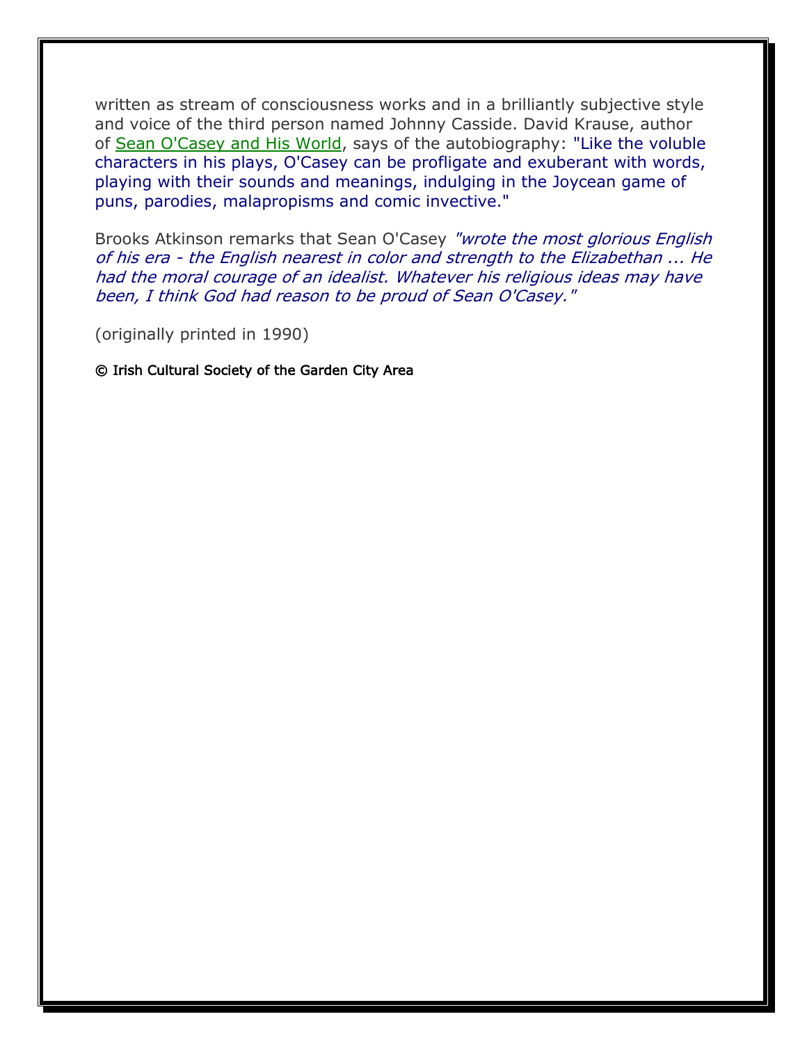written as stream of consciousness works and in a brilliantly subjective style and voice of the third person named Johnny Casside. David Krause, author of Sean O'Casey and His World, says of the autobiography: "Like the voluble characters in his plays, O'Casey can be profligate and exuberant with words, playing with their sounds and meanings, indulging in the Joycean game of puns, parodies, malapropisms and comic invective."

Brooks Atkinson remarks that Sean O'Casey *"wrote the most glorious English of his era - the English nearest in color and strength to the Elizabethan ... He had the moral courage of an idealist. Whatever his religious ideas may have been, I think God had reason to be proud of Sean O'Casey."*

(originally printed in 1990)

© Irish Cultural Society of the Garden City Area